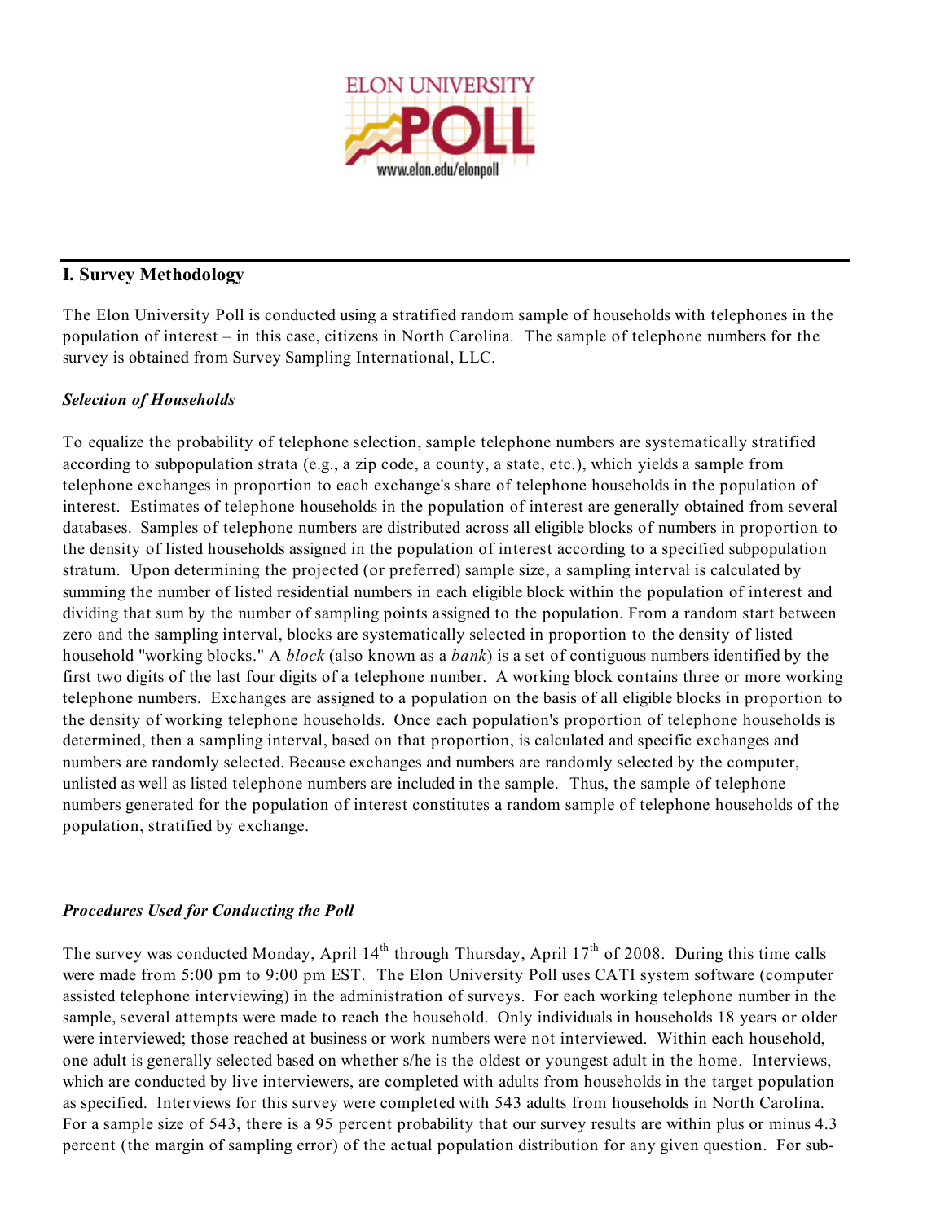## I. Survey Methodology

The Elon University Poll is conducted using a stratified random sample of households with telephones in the population of interest – in this case, citizens in North Carolina. The sample of telephone numbers for the survey is obtained from Survey Sampling International, LLC.

### *Selection of Households*

To equalize the probability of telephone selection, sample telephone numbers are systematically stratified according to subpopulation strata (e.g., a zip code, a county, a state, etc.), which yields a sample from telephone exchanges in proportion to each exchange's share of telephone households in the population of interest. Estimates of telephone households in the population of interest are generally obtained from several databases. Samples of telephone numbers are distributed across all eligible blocks of numbers in proportion to the density of listed households assigned in the population of interest according to a specified subpopulation stratum. Upon determining the projected (or preferred) sample size, a sampling interval is calculated by summing the number of listed residential numbers in each eligible block within the population of interest and dividing that sum by the number of sampling points assigned to the population. From a random start between zero and the sampling interval, blocks are systematically selected in proportion to the density of listed household "working blocks." A *block* (also known as a *bank*) is a set of contiguous numbers identified by the first two digits of the last four digits of a telephone number. A working block contains three or more working telephone numbers. Exchanges are assigned to a population on the basis of all eligible blocks in proportion to the density of working telephone households. Once each population's proportion of telephone households is determined, then a sampling interval, based on that proportion, is calculated and specific exchanges and numbers are randomly selected. Because exchanges and numbers are randomly selected by the computer, unlisted as well as listed telephone numbers are included in the sample. Thus, the sample of telephone numbers generated for the population of interest constitutes a random sample of telephone households of the population, stratified by exchange.

### *Procedures Used for Conducting the Poll*

The survey was conducted Monday, April 14th through Thursday, April 17th of 2008. During this time calls were made from 5:00 pm to 9:00 pm EST. The Elon University Poll uses CATI system software (computer assisted telephone interviewing) in the administration of surveys. For each working telephone number in the sample, several attempts were made to reach the household. Only individuals in households 18 years or older were interviewed; those reached at business or work numbers were not interviewed. Within each household, one adult is generally selected based on whether s/he is the oldest or youngest adult in the home. Interviews, which are conducted by live interviewers, are completed with adults from households in the target population as specified. Interviews for this survey were completed with 543 adults from households in North Carolina. For a sample size of 543, there is a 95 percent probability that our survey results are within plus or minus 4.3 percent (the margin of sampling error) of the actual population distribution for any given question. For sub-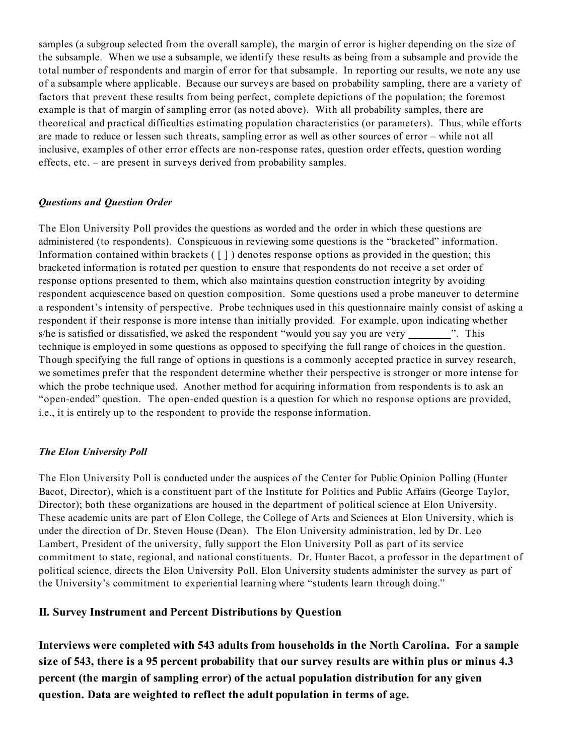samples (a subgroup selected from the overall sample), the margin of error is higher depending on the size of the subsample. When we use a subsample, we identify these results as being from a subsample and provide the total number of respondents and margin of error for that subsample. In reporting our results, we note any use of a subsample where applicable. Because our surveys are based on probability sampling, there are a variety of factors that prevent these results from being perfect, complete depictions of the population; the foremost example is that of margin of sampling error (as noted above). With all probability samples, there are theoretical and practical difficulties estimating population characteristics (or parameters). Thus, while efforts are made to reduce or lessen such threats, sampling error as well as other sources of error – while not all inclusive, examples of other error effects are non-response rates, question order effects, question wording effects, etc. – are present in surveys derived from probability samples.

***Questions and Question Order***

The Elon University Poll provides the questions as worded and the order in which these questions are administered (to respondents). Conspicuous in reviewing some questions is the "bracketed" information. Information contained within brackets ( [ ] ) denotes response options as provided in the question; this bracketed information is rotated per question to ensure that respondents do not receive a set order of response options presented to them, which also maintains question construction integrity by avoiding respondent acquiescence based on question composition. Some questions used a probe maneuver to determine a respondent's intensity of perspective. Probe techniques used in this questionnaire mainly consist of asking a respondent if their response is more intense than initially provided. For example, upon indicating whether s/he is satisfied or dissatisfied, we asked the respondent "would you say you are very ________". This technique is employed in some questions as opposed to specifying the full range of choices in the question. Though specifying the full range of options in questions is a commonly accepted practice in survey research, we sometimes prefer that the respondent determine whether their perspective is stronger or more intense for which the probe technique used. Another method for acquiring information from respondents is to ask an "open-ended" question. The open-ended question is a question for which no response options are provided, i.e., it is entirely up to the respondent to provide the response information.

***The Elon University Poll***

The Elon University Poll is conducted under the auspices of the Center for Public Opinion Polling (Hunter Bacot, Director), which is a constituent part of the Institute for Politics and Public Affairs (George Taylor, Director); both these organizations are housed in the department of political science at Elon University. These academic units are part of Elon College, the College of Arts and Sciences at Elon University, which is under the direction of Dr. Steven House (Dean). The Elon University administration, led by Dr. Leo Lambert, President of the university, fully support the Elon University Poll as part of its service commitment to state, regional, and national constituents. Dr. Hunter Bacot, a professor in the department of political science, directs the Elon University Poll. Elon University students administer the survey as part of the University's commitment to experiential learning where "students learn through doing."

## II. Survey Instrument and Percent Distributions by Question

**Interviews were completed with 543 adults from households in the North Carolina. For a sample size of 543, there is a 95 percent probability that our survey results are within plus or minus 4.3 percent (the margin of sampling error) of the actual population distribution for any given question. Data are weighted to reflect the adult population in terms of age.**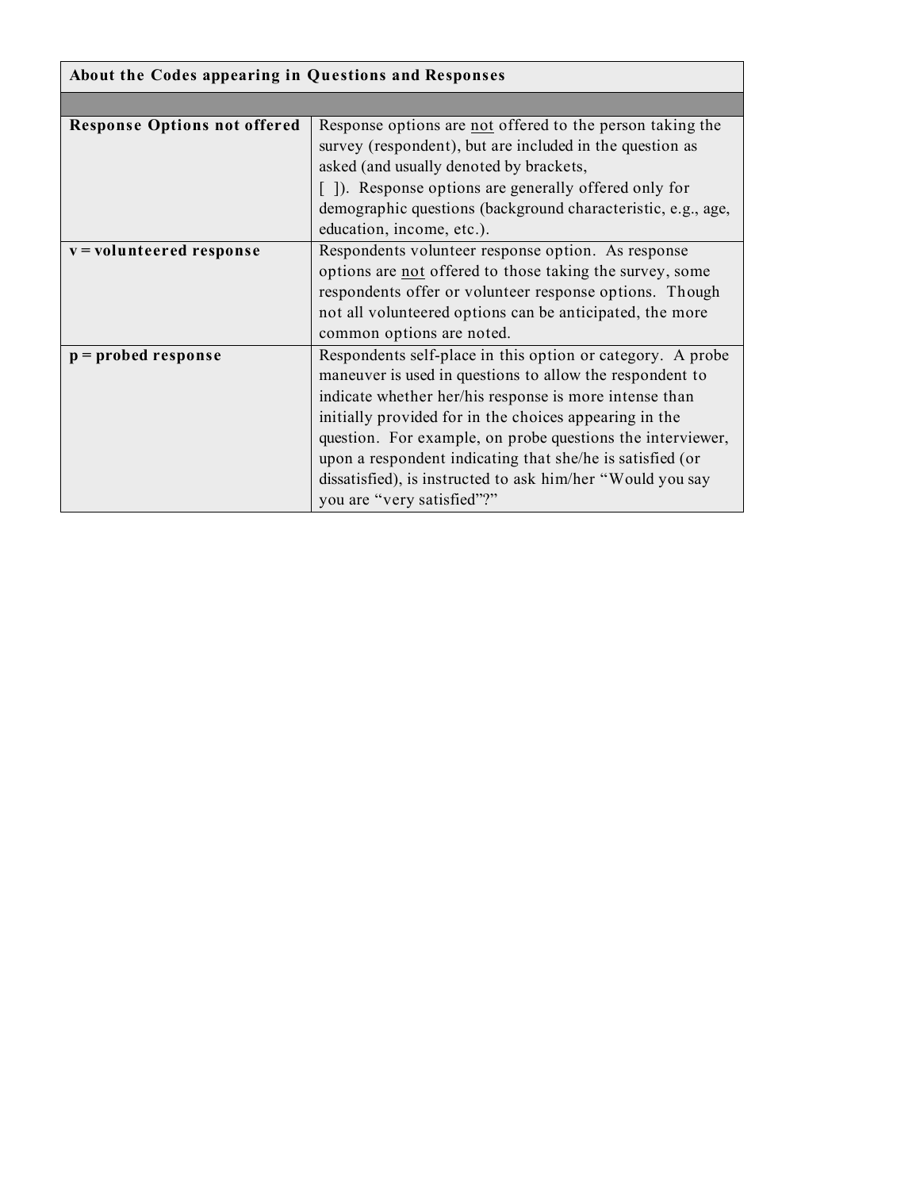| About the Codes appearing in Questions and Responses | |
|---|---|
| | |
| **Response Options not offered** | Response options are <u>not</u> offered to the person taking the survey (respondent), but are included in the question as asked (and usually denoted by brackets, [ ]). Response options are generally offered only for demographic questions (background characteristic, e.g., age, education, income, etc.). |
| **v = volunteered response** | Respondents volunteer response option. As response options are <u>not</u> offered to those taking the survey, some respondents offer or volunteer response options. Though not all volunteered options can be anticipated, the more common options are noted. |
| **p = probed response** | Respondents self-place in this option or category. A probe maneuver is used in questions to allow the respondent to indicate whether her/his response is more intense than initially provided for in the choices appearing in the question. For example, on probe questions the interviewer, upon a respondent indicating that she/he is satisfied (or dissatisfied), is instructed to ask him/her "Would you say you are "very satisfied"?" |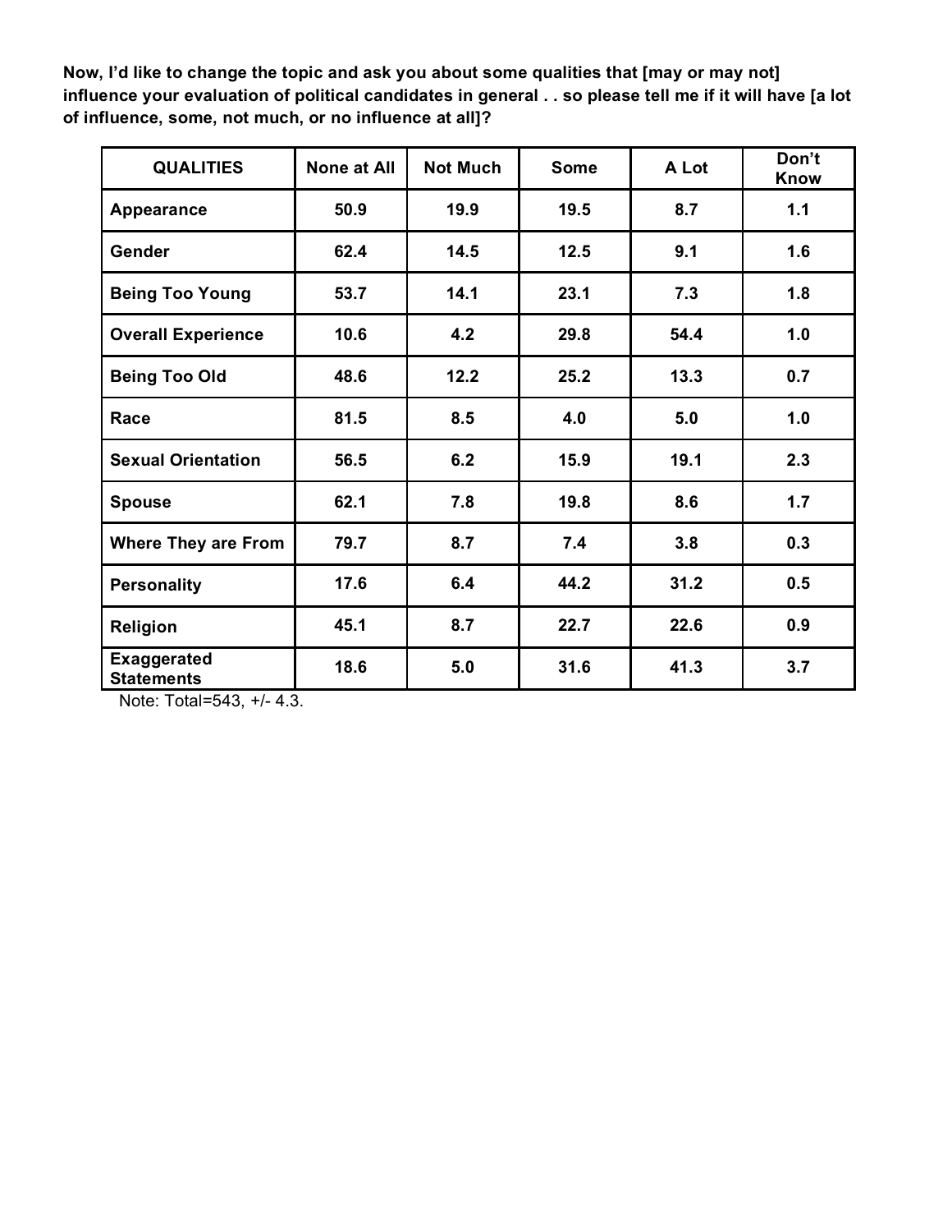**Now, I'd like to change the topic and ask you about some qualities that [may or may not] influence your evaluation of political candidates in general . . so please tell me if it will have [a lot of influence, some, not much, or no influence at all]?**

| QUALITIES | None at All | Not Much | Some | A Lot | Don't Know |
|---|---|---|---|---|---|
| Appearance | 50.9 | 19.9 | 19.5 | 8.7 | 1.1 |
| Gender | 62.4 | 14.5 | 12.5 | 9.1 | 1.6 |
| Being Too Young | 53.7 | 14.1 | 23.1 | 7.3 | 1.8 |
| Overall Experience | 10.6 | 4.2 | 29.8 | 54.4 | 1.0 |
| Being Too Old | 48.6 | 12.2 | 25.2 | 13.3 | 0.7 |
| Race | 81.5 | 8.5 | 4.0 | 5.0 | 1.0 |
| Sexual Orientation | 56.5 | 6.2 | 15.9 | 19.1 | 2.3 |
| Spouse | 62.1 | 7.8 | 19.8 | 8.6 | 1.7 |
| Where They are From | 79.7 | 8.7 | 7.4 | 3.8 | 0.3 |
| Personality | 17.6 | 6.4 | 44.2 | 31.2 | 0.5 |
| Religion | 45.1 | 8.7 | 22.7 | 22.6 | 0.9 |
| Exaggerated Statements | 18.6 | 5.0 | 31.6 | 41.3 | 3.7 |

Note: Total=543, +/- 4.3.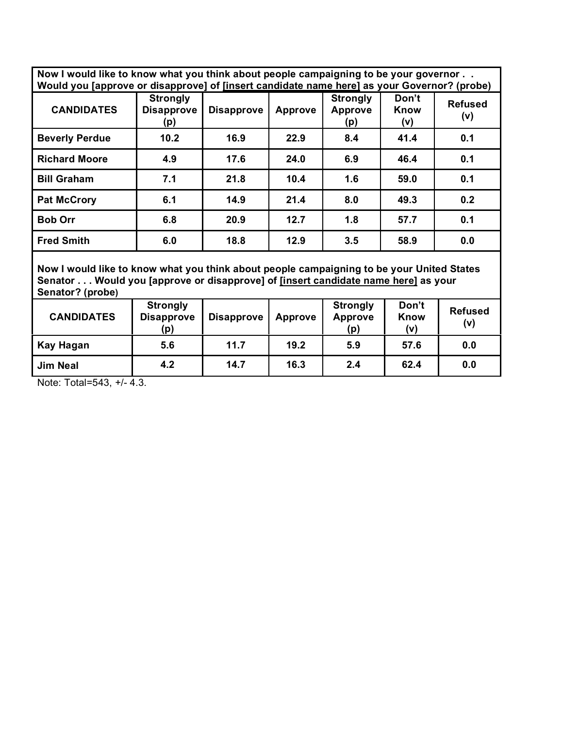**Now I would like to know what you think about people campaigning to be your governor . . Would you [approve or disapprove] of [insert candidate name here] as your Governor? (probe)**

| CANDIDATES | Strongly Disapprove (p) | Disapprove | Approve | Strongly Approve (p) | Don't Know (v) | Refused (v) |
|---|---|---|---|---|---|---|
| Beverly Perdue | 10.2 | 16.9 | 22.9 | 8.4 | 41.4 | 0.1 |
| Richard Moore | 4.9 | 17.6 | 24.0 | 6.9 | 46.4 | 0.1 |
| Bill Graham | 7.1 | 21.8 | 10.4 | 1.6 | 59.0 | 0.1 |
| Pat McCrory | 6.1 | 14.9 | 21.4 | 8.0 | 49.3 | 0.2 |
| Bob Orr | 6.8 | 20.9 | 12.7 | 1.8 | 57.7 | 0.1 |
| Fred Smith | 6.0 | 18.8 | 12.9 | 3.5 | 58.9 | 0.0 |

**Now I would like to know what you think about people campaigning to be your United States Senator . . . Would you [approve or disapprove] of [insert candidate name here] as your Senator? (probe)**

| CANDIDATES | Strongly Disapprove (p) | Disapprove | Approve | Strongly Approve (p) | Don't Know (v) | Refused (v) |
|---|---|---|---|---|---|---|
| Kay Hagan | 5.6 | 11.7 | 19.2 | 5.9 | 57.6 | 0.0 |
| Jim Neal | 4.2 | 14.7 | 16.3 | 2.4 | 62.4 | 0.0 |

Note: Total=543, +/- 4.3.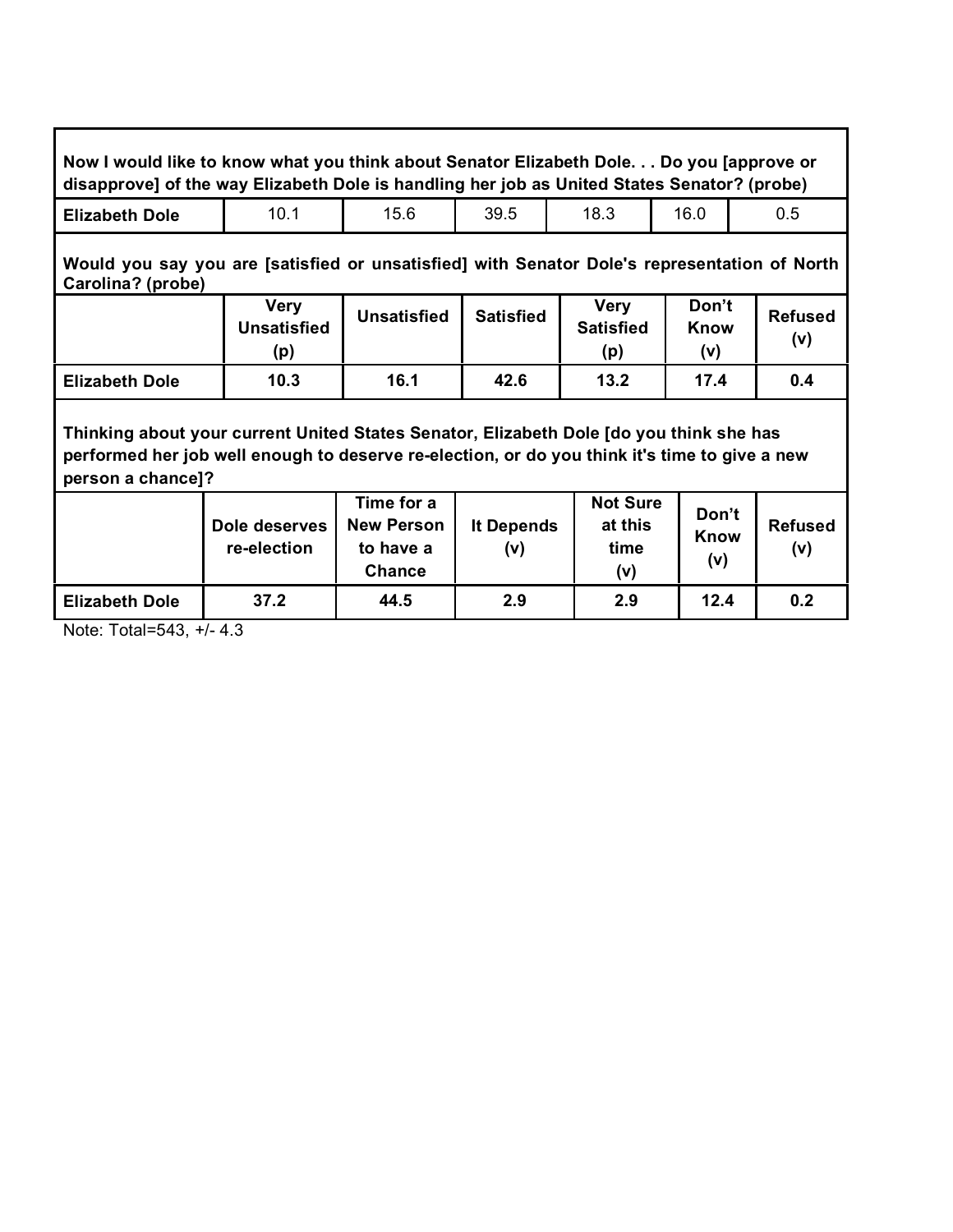| Now I would like to know what you think about Senator Elizabeth Dole. . . Do you [approve or disapprove] of the way Elizabeth Dole is handling her job as United States Senator? (probe) | | | | | | |
|---|---|---|---|---|---|---|
| **Elizabeth Dole** | 10.1 | 15.6 | 39.5 | 18.3 | 16.0 | 0.5 |

| Would you say you are [satisfied or unsatisfied] with Senator Dole's representation of North Carolina? (probe) | | | | | | |
|---|---|---|---|---|---|---|
| | **Very Unsatisfied (p)** | **Unsatisfied** | **Satisfied** | **Very Satisfied (p)** | **Don't Know (v)** | **Refused (v)** |
| **Elizabeth Dole** | **10.3** | **16.1** | **42.6** | **13.2** | **17.4** | **0.4** |

| Thinking about your current United States Senator, Elizabeth Dole [do you think she has performed her job well enough to deserve re-election, or do you think it's time to give a new person a chance]? | | | | | | |
|---|---|---|---|---|---|---|
| | **Dole deserves re-election** | **Time for a New Person to have a Chance** | **It Depends (v)** | **Not Sure at this time (v)** | **Don't Know (v)** | **Refused (v)** |
| **Elizabeth Dole** | **37.2** | **44.5** | **2.9** | **2.9** | **12.4** | **0.2** |

Note: Total=543, +/- 4.3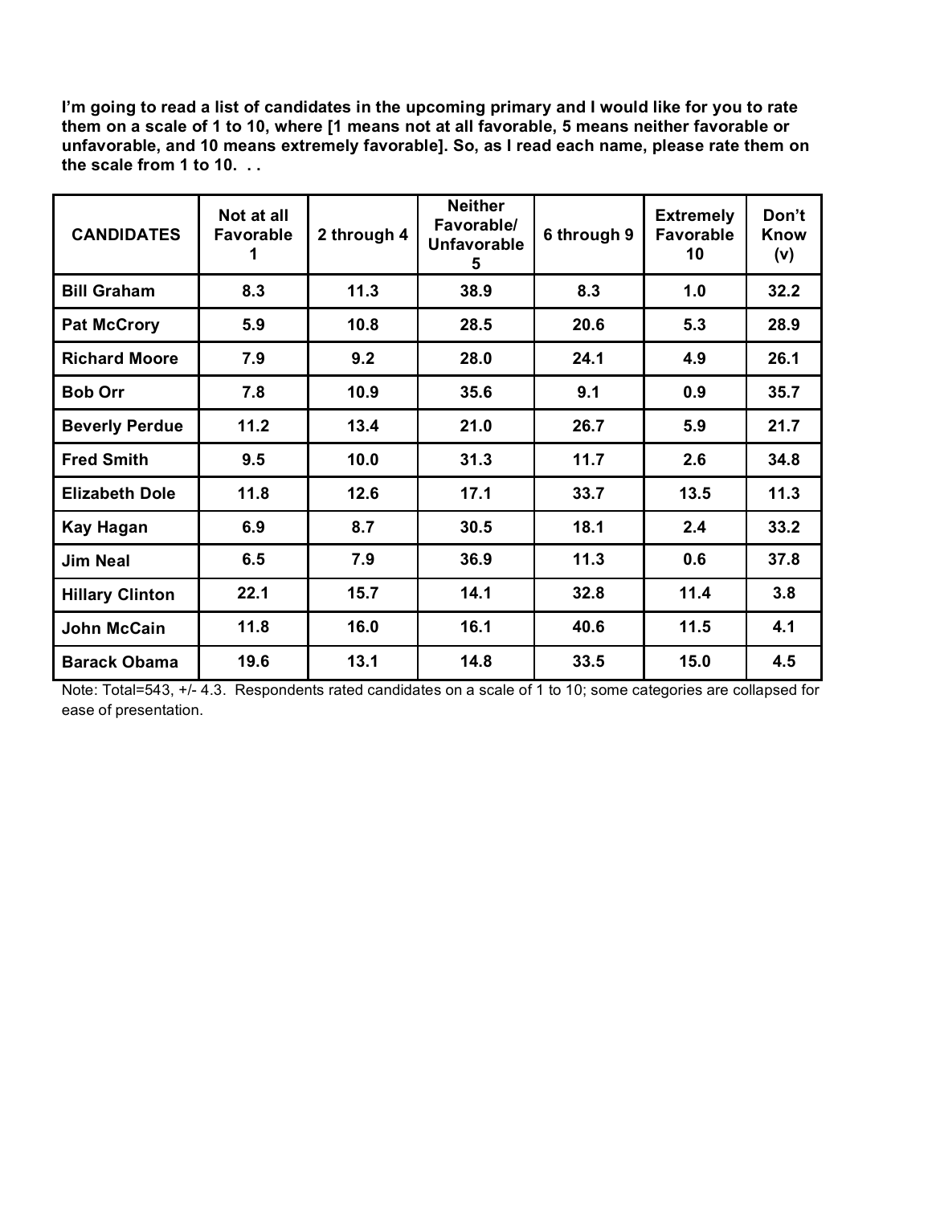**I'm going to read a list of candidates in the upcoming primary and I would like for you to rate them on a scale of 1 to 10, where [1 means not at all favorable, 5 means neither favorable or unfavorable, and 10 means extremely favorable]. So, as I read each name, please rate them on the scale from 1 to 10. . .**

| CANDIDATES | Not at all Favorable 1 | 2 through 4 | Neither Favorable/ Unfavorable 5 | 6 through 9 | Extremely Favorable 10 | Don't Know (v) |
|---|---|---|---|---|---|---|
| Bill Graham | 8.3 | 11.3 | 38.9 | 8.3 | 1.0 | 32.2 |
| Pat McCrory | 5.9 | 10.8 | 28.5 | 20.6 | 5.3 | 28.9 |
| Richard Moore | 7.9 | 9.2 | 28.0 | 24.1 | 4.9 | 26.1 |
| Bob Orr | 7.8 | 10.9 | 35.6 | 9.1 | 0.9 | 35.7 |
| Beverly Perdue | 11.2 | 13.4 | 21.0 | 26.7 | 5.9 | 21.7 |
| Fred Smith | 9.5 | 10.0 | 31.3 | 11.7 | 2.6 | 34.8 |
| Elizabeth Dole | 11.8 | 12.6 | 17.1 | 33.7 | 13.5 | 11.3 |
| Kay Hagan | 6.9 | 8.7 | 30.5 | 18.1 | 2.4 | 33.2 |
| Jim Neal | 6.5 | 7.9 | 36.9 | 11.3 | 0.6 | 37.8 |
| Hillary Clinton | 22.1 | 15.7 | 14.1 | 32.8 | 11.4 | 3.8 |
| John McCain | 11.8 | 16.0 | 16.1 | 40.6 | 11.5 | 4.1 |
| Barack Obama | 19.6 | 13.1 | 14.8 | 33.5 | 15.0 | 4.5 |

Note: Total=543, +/- 4.3. Respondents rated candidates on a scale of 1 to 10; some categories are collapsed for ease of presentation.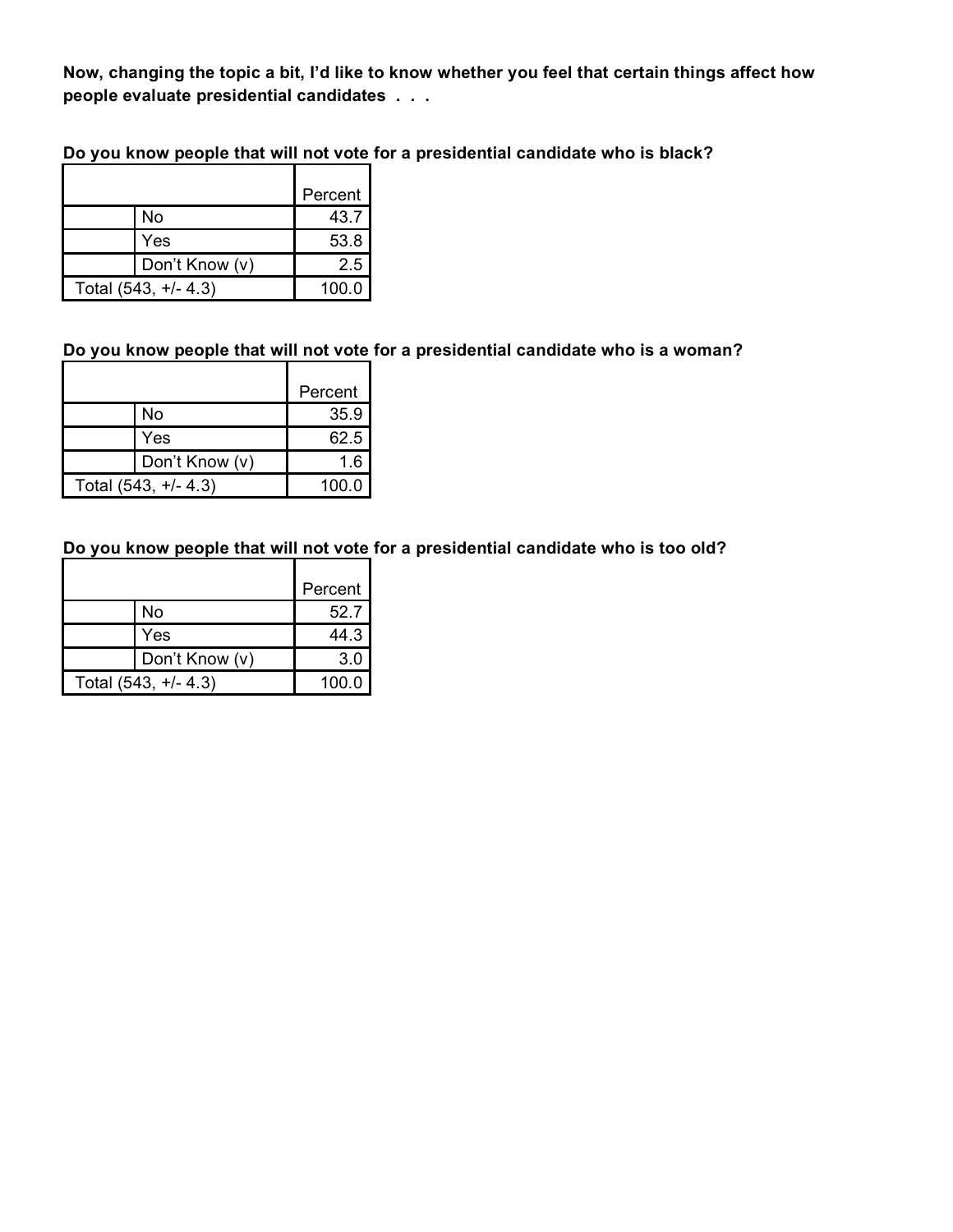**Now, changing the topic a bit, I'd like to know whether you feel that certain things affect how people evaluate presidential candidates . . .**

**Do you know people that will not vote for a presidential candidate who is black?**

| | | Percent |
|---|---|---|
| | No | 43.7 |
| | Yes | 53.8 |
| | Don't Know (v) | 2.5 |
| Total (543, +/- 4.3) | | 100.0 |

**Do you know people that will not vote for a presidential candidate who is a woman?**

| | | Percent |
|---|---|---|
| | No | 35.9 |
| | Yes | 62.5 |
| | Don't Know (v) | 1.6 |
| Total (543, +/- 4.3) | | 100.0 |

**Do you know people that will not vote for a presidential candidate who is too old?**

| | | Percent |
|---|---|---|
| | No | 52.7 |
| | Yes | 44.3 |
| | Don't Know (v) | 3.0 |
| Total (543, +/- 4.3) | | 100.0 |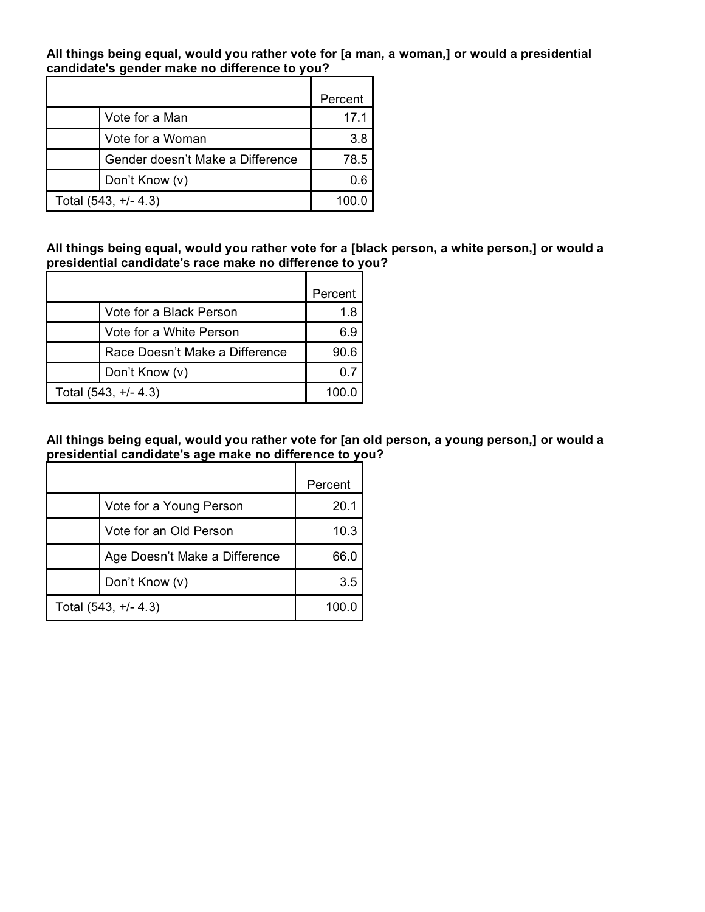**All things being equal, would you rather vote for [a man, a woman,] or would a presidential candidate's gender make no difference to you?**

| | | Percent |
|---|---|---|
| | Vote for a Man | 17.1 |
| | Vote for a Woman | 3.8 |
| | Gender doesn't Make a Difference | 78.5 |
| | Don't Know (v) | 0.6 |
| Total (543, +/- 4.3) | | 100.0 |

**All things being equal, would you rather vote for a [black person, a white person,] or would a presidential candidate's race make no difference to you?**

| | | Percent |
|---|---|---|
| | Vote for a Black Person | 1.8 |
| | Vote for a White Person | 6.9 |
| | Race Doesn't Make a Difference | 90.6 |
| | Don't Know (v) | 0.7 |
| Total (543, +/- 4.3) | | 100.0 |

**All things being equal, would you rather vote for [an old person, a young person,] or would a presidential candidate's age make no difference to you?**

| | | Percent |
|---|---|---|
| | Vote for a Young Person | 20.1 |
| | Vote for an Old Person | 10.3 |
| | Age Doesn't Make a Difference | 66.0 |
| | Don't Know (v) | 3.5 |
| Total (543, +/- 4.3) | | 100.0 |